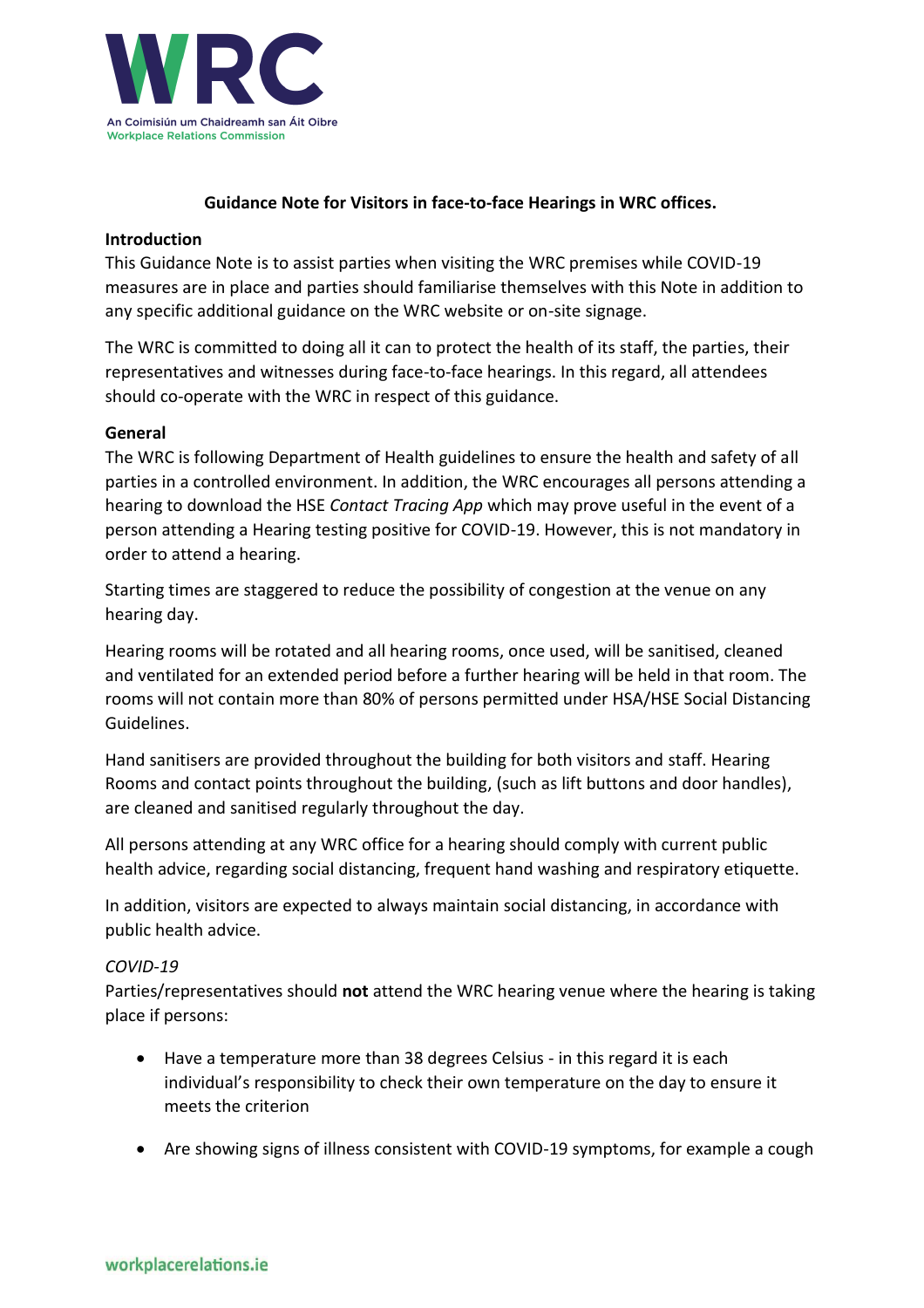# Guidance Note for Visitors in face-to-face Hearings in WRC offices.

## Introduction

This Guidance Note is to assist parties when visiting the WRC premises while COVID-19 measures are in place and parties should familiarise themselves with this Note in addition to any specific additional guidance on the WRC website or on-site signage.

The WRC is committed to doing all it can to protect the health of its staff, the parties, their representatives and witnesses during face-to-face hearings. In this regard, all attendees should co-operate with the WRC in respect of this guidance.

## General

The WRC is following Department of Health guidelines to ensure the health and safety of all parties in a controlled environment. In addition, the WRC encourages all persons attending a hearing to download the HSE *Contact Tracing App* which may prove useful in the event of a person attending a Hearing testing positive for COVID-19. However, this is not mandatory in order to attend a hearing.

Starting times are staggered to reduce the possibility of congestion at the venue on any hearing day.

Hearing rooms will be rotated and all hearing rooms, once used, will be sanitised, cleaned and ventilated for an extended period before a further hearing will be held in that room. The rooms will not contain more than 80% of persons permitted under HSA/HSE Social Distancing Guidelines.

Hand sanitisers are provided throughout the building for both visitors and staff. Hearing Rooms and contact points throughout the building, (such as lift buttons and door handles), are cleaned and sanitised regularly throughout the day.

All persons attending at any WRC office for a hearing should comply with current public health advice, regarding social distancing, frequent hand washing and respiratory etiquette.

In addition, visitors are expected to always maintain social distancing, in accordance with public health advice.

### *COVID-19*

Parties/representatives should **not** attend the WRC hearing venue where the hearing is taking place if persons:

- Have a temperature more than 38 degrees Celsius - in this regard it is each individual's responsibility to check their own temperature on the day to ensure it meets the criterion
- Are showing signs of illness consistent with COVID-19 symptoms, for example a cough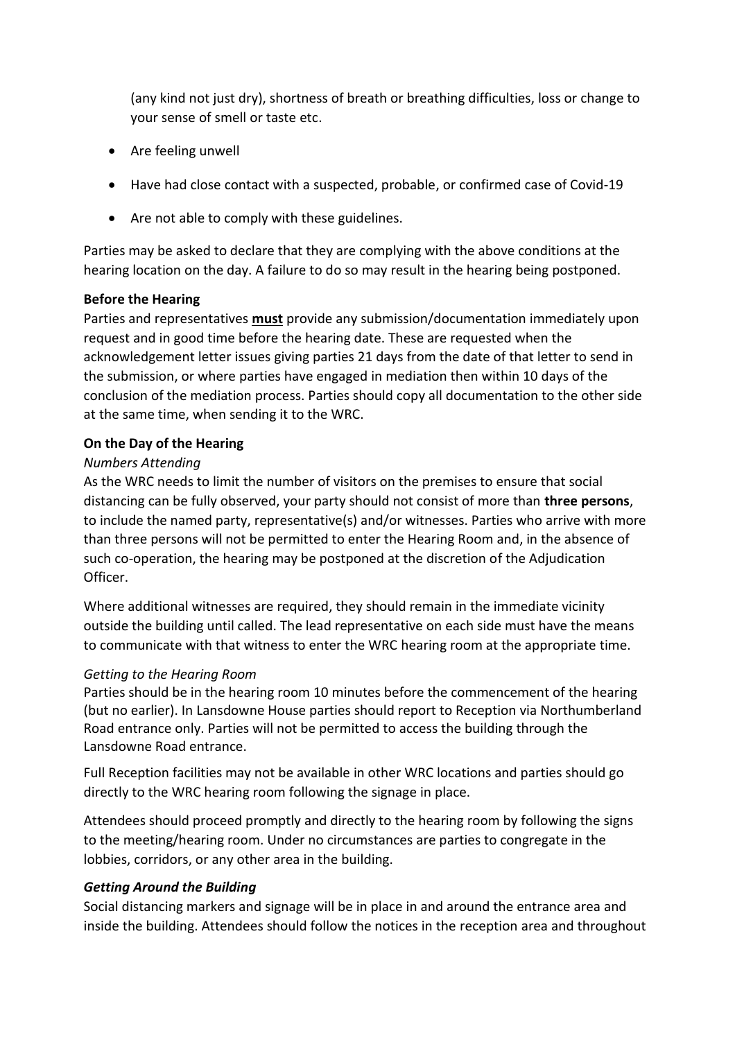(any kind not just dry), shortness of breath or breathing difficulties, loss or change to your sense of smell or taste etc.

- Are feeling unwell
- Have had close contact with a suspected, probable, or confirmed case of Covid-19
- Are not able to comply with these guidelines.

Parties may be asked to declare that they are complying with the above conditions at the hearing location on the day. A failure to do so may result in the hearing being postponed.

**Before the Hearing**

Parties and representatives **must** provide any submission/documentation immediately upon request and in good time before the hearing date. These are requested when the acknowledgement letter issues giving parties 21 days from the date of that letter to send in the submission, or where parties have engaged in mediation then within 10 days of the conclusion of the mediation process. Parties should copy all documentation to the other side at the same time, when sending it to the WRC.

**On the Day of the Hearing**

*Numbers Attending*

As the WRC needs to limit the number of visitors on the premises to ensure that social distancing can be fully observed, your party should not consist of more than **three persons**, to include the named party, representative(s) and/or witnesses. Parties who arrive with more than three persons will not be permitted to enter the Hearing Room and, in the absence of such co-operation, the hearing may be postponed at the discretion of the Adjudication Officer.

Where additional witnesses are required, they should remain in the immediate vicinity outside the building until called. The lead representative on each side must have the means to communicate with that witness to enter the WRC hearing room at the appropriate time.

*Getting to the Hearing Room*

Parties should be in the hearing room 10 minutes before the commencement of the hearing (but no earlier). In Lansdowne House parties should report to Reception via Northumberland Road entrance only. Parties will not be permitted to access the building through the Lansdowne Road entrance.

Full Reception facilities may not be available in other WRC locations and parties should go directly to the WRC hearing room following the signage in place.

Attendees should proceed promptly and directly to the hearing room by following the signs to the meeting/hearing room. Under no circumstances are parties to congregate in the lobbies, corridors, or any other area in the building.

***Getting Around the Building***

Social distancing markers and signage will be in place in and around the entrance area and inside the building. Attendees should follow the notices in the reception area and throughout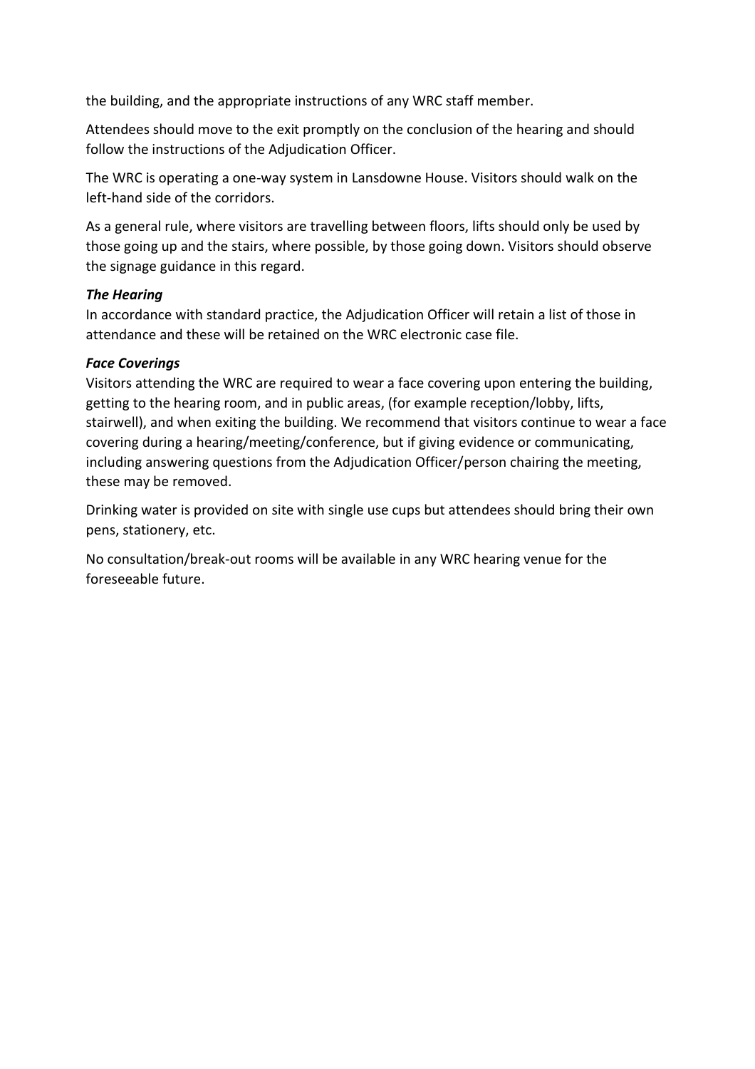the building, and the appropriate instructions of any WRC staff member.

Attendees should move to the exit promptly on the conclusion of the hearing and should follow the instructions of the Adjudication Officer.

The WRC is operating a one-way system in Lansdowne House. Visitors should walk on the left-hand side of the corridors.

As a general rule, where visitors are travelling between floors, lifts should only be used by those going up and the stairs, where possible, by those going down. Visitors should observe the signage guidance in this regard.

***The Hearing***

In accordance with standard practice, the Adjudication Officer will retain a list of those in attendance and these will be retained on the WRC electronic case file.

***Face Coverings***

Visitors attending the WRC are required to wear a face covering upon entering the building, getting to the hearing room, and in public areas, (for example reception/lobby, lifts, stairwell), and when exiting the building. We recommend that visitors continue to wear a face covering during a hearing/meeting/conference, but if giving evidence or communicating, including answering questions from the Adjudication Officer/person chairing the meeting, these may be removed.

Drinking water is provided on site with single use cups but attendees should bring their own pens, stationery, etc.

No consultation/break-out rooms will be available in any WRC hearing venue for the foreseeable future.